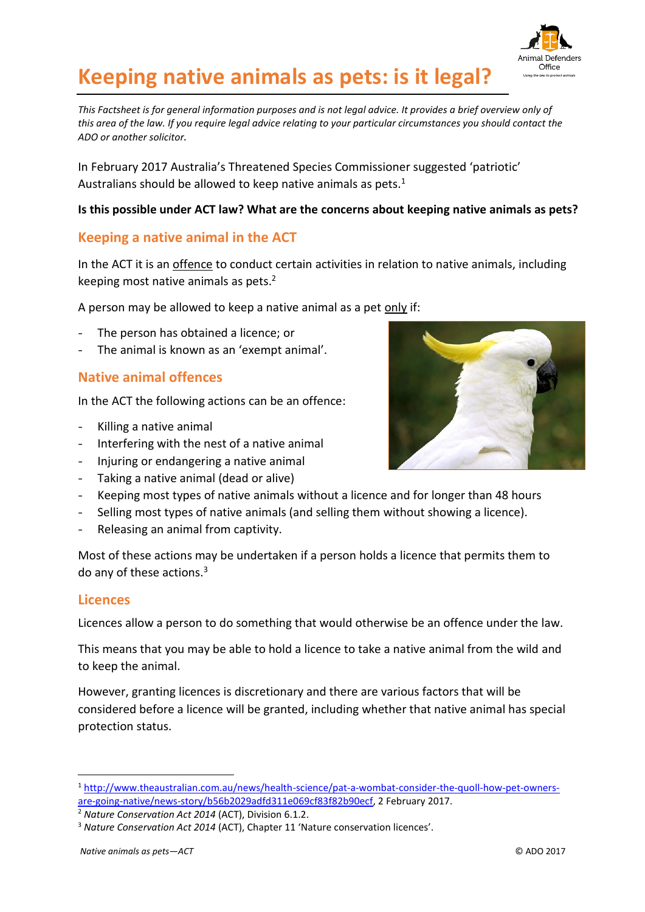# Keeping native animals as pets: is it legal?

*This Factsheet is for general information purposes and is not legal advice. It provides a brief overview only of this area of the law. If you require legal advice relating to your particular circumstances you should contact the ADO or another solicitor.*

In February 2017 Australia's Threatened Species Commissioner suggested 'patriotic' Australians should be allowed to keep native animals as pets.[1]

**Is this possible under ACT law? What are the concerns about keeping native animals as pets?**

## Keeping a native animal in the ACT

In the ACT it is an offence to conduct certain activities in relation to native animals, including keeping most native animals as pets.[2]

A person may be allowed to keep a native animal as a pet only if:

- The person has obtained a licence; or
- The animal is known as an 'exempt animal'.

## Native animal offences

In the ACT the following actions can be an offence:

- Killing a native animal
- Interfering with the nest of a native animal
- Injuring or endangering a native animal
- Taking a native animal (dead or alive)
- Keeping most types of native animals without a licence and for longer than 48 hours
- Selling most types of native animals (and selling them without showing a licence).
- Releasing an animal from captivity.

Most of these actions may be undertaken if a person holds a licence that permits them to do any of these actions.[3]

## Licences

Licences allow a person to do something that would otherwise be an offence under the law.

This means that you may be able to hold a licence to take a native animal from the wild and to keep the animal.

However, granting licences is discretionary and there are various factors that will be considered before a licence will be granted, including whether that native animal has special protection status.

---

[1] http://www.theaustralian.com.au/news/health-science/pat-a-wombat-consider-the-quoll-how-pet-owners-are-going-native/news-story/b56b2029adfd311e069cf83f82b90ecf, 2 February 2017.

[2] *Nature Conservation Act 2014* (ACT), Division 6.1.2.

[3] *Nature Conservation Act 2014* (ACT), Chapter 11 'Nature conservation licences'.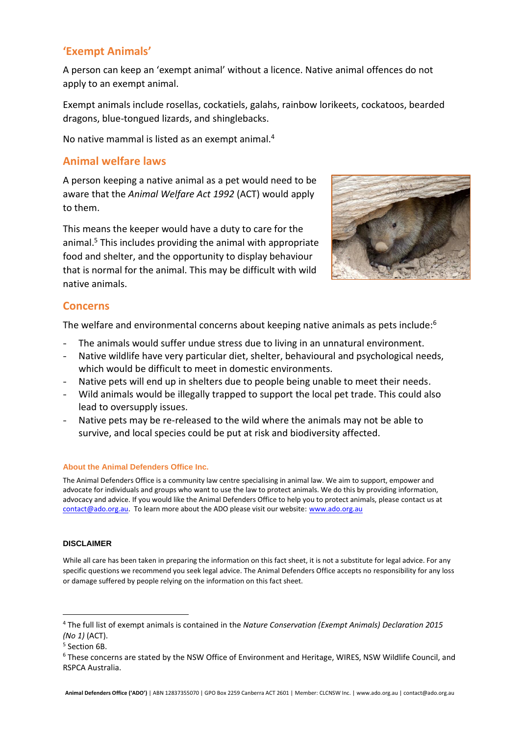## 'Exempt Animals'

A person can keep an 'exempt animal' without a licence. Native animal offences do not apply to an exempt animal.

Exempt animals include rosellas, cockatiels, galahs, rainbow lorikeets, cockatoos, bearded dragons, blue-tongued lizards, and shinglebacks.

No native mammal is listed as an exempt animal.[4]

## Animal welfare laws

A person keeping a native animal as a pet would need to be aware that the *Animal Welfare Act 1992* (ACT) would apply to them.

This means the keeper would have a duty to care for the animal.[5] This includes providing the animal with appropriate food and shelter, and the opportunity to display behaviour that is normal for the animal. This may be difficult with wild native animals.

## Concerns

The welfare and environmental concerns about keeping native animals as pets include:[6]

- The animals would suffer undue stress due to living in an unnatural environment.
- Native wildlife have very particular diet, shelter, behavioural and psychological needs, which would be difficult to meet in domestic environments.
- Native pets will end up in shelters due to people being unable to meet their needs.
- Wild animals would be illegally trapped to support the local pet trade. This could also lead to oversupply issues.
- Native pets may be re-released to the wild where the animals may not be able to survive, and local species could be put at risk and biodiversity affected.

#### About the Animal Defenders Office Inc.

The Animal Defenders Office is a community law centre specialising in animal law. We aim to support, empower and advocate for individuals and groups who want to use the law to protect animals. We do this by providing information, advocacy and advice. If you would like the Animal Defenders Office to help you to protect animals, please contact us at contact@ado.org.au. To learn more about the ADO please visit our website: www.ado.org.au

#### DISCLAIMER

While all care has been taken in preparing the information on this fact sheet, it is not a substitute for legal advice. For any specific questions we recommend you seek legal advice. The Animal Defenders Office accepts no responsibility for any loss or damage suffered by people relying on the information on this fact sheet.

---

[4] The full list of exempt animals is contained in the *Nature Conservation (Exempt Animals) Declaration 2015 (No 1)* (ACT).

[5] Section 6B.

[6] These concerns are stated by the NSW Office of Environment and Heritage, WIRES, NSW Wildlife Council, and RSPCA Australia.

**Animal Defenders Office ('ADO')** | ABN 12837355070 | GPO Box 2259 Canberra ACT 2601 | Member: CLCNSW Inc. | www.ado.org.au | contact@ado.org.au